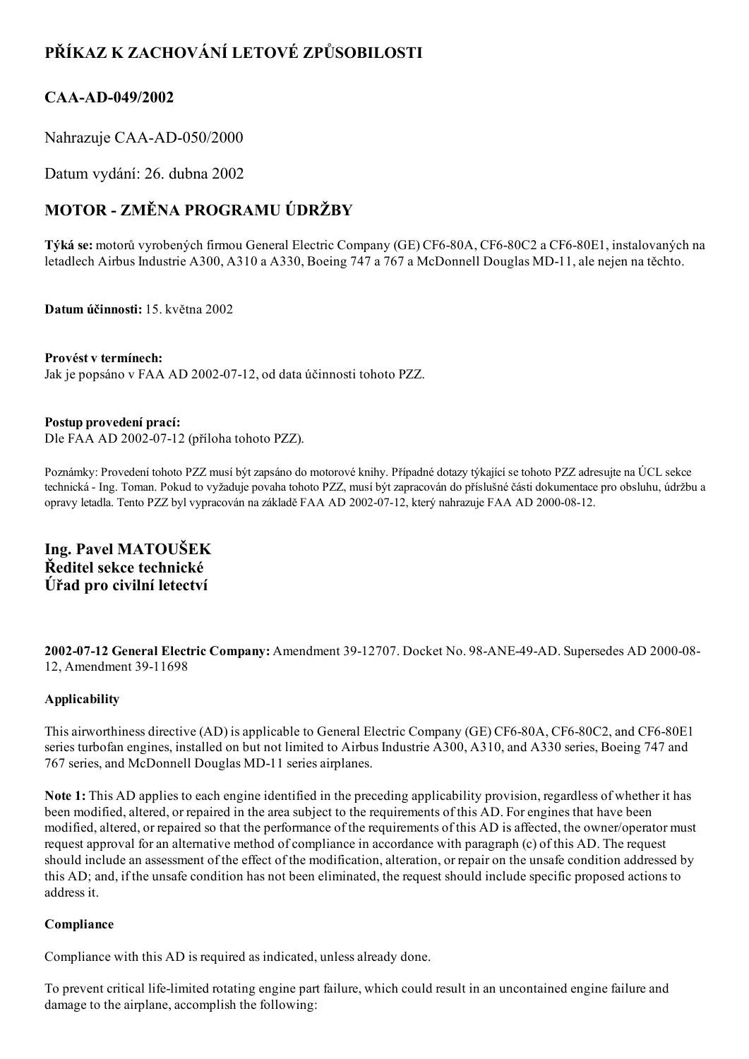# PŘÍKAZ K ZACHOVÁNÍ LETOVÉ ZPŮSOBILOSTI

## CAA-AD-049/2002

Nahrazuje CAA-AD-050/2000

Datum vydání: 26. dubna 2002

## MOTOR - ZMĚNA PROGRAMU ÚDRŽBY

**Týká se:** motorů vyrobených firmou General Electric Company (GE) CF6-80A, CF6-80C2 a CF6-80E1, instalovaných na letadlech Airbus Industrie A300, A310 a A330, Boeing 747 a 767 a McDonnell Douglas MD-11, ale nejen na těchto.

**Datum účinnosti:** 15. května 2002

**Provést v termínech:**
Jak je popsáno v FAA AD 2002-07-12, od data účinnosti tohoto PZZ.

**Postup provedení prací:**
Dle FAA AD 2002-07-12 (příloha tohoto PZZ).

Poznámky: Provedení tohoto PZZ musí být zapsáno do motorové knihy. Případné dotazy týkající se tohoto PZZ adresujte na ÚCL sekce technická - Ing. Toman. Pokud to vyžaduje povaha tohoto PZZ, musí být zapracován do příslušné části dokumentace pro obsluhu, údržbu a opravy letadla. Tento PZZ byl vypracován na základě FAA AD 2002-07-12, který nahrazuje FAA AD 2000-08-12.

**Ing. Pavel MATOUŠEK**
**Ředitel sekce technické**
**Úřad pro civilní letectví**

**2002-07-12 General Electric Company:** Amendment 39-12707. Docket No. 98-ANE-49-AD. Supersedes AD 2000-08-12, Amendment 39-11698

**Applicability**

This airworthiness directive (AD) is applicable to General Electric Company (GE) CF6-80A, CF6-80C2, and CF6-80E1 series turbofan engines, installed on but not limited to Airbus Industrie A300, A310, and A330 series, Boeing 747 and 767 series, and McDonnell Douglas MD-11 series airplanes.

**Note 1:** This AD applies to each engine identified in the preceding applicability provision, regardless of whether it has been modified, altered, or repaired in the area subject to the requirements of this AD. For engines that have been modified, altered, or repaired so that the performance of the requirements of this AD is affected, the owner/operator must request approval for an alternative method of compliance in accordance with paragraph (c) of this AD. The request should include an assessment of the effect of the modification, alteration, or repair on the unsafe condition addressed by this AD; and, if the unsafe condition has not been eliminated, the request should include specific proposed actions to address it.

**Compliance**

Compliance with this AD is required as indicated, unless already done.

To prevent critical life-limited rotating engine part failure, which could result in an uncontained engine failure and damage to the airplane, accomplish the following: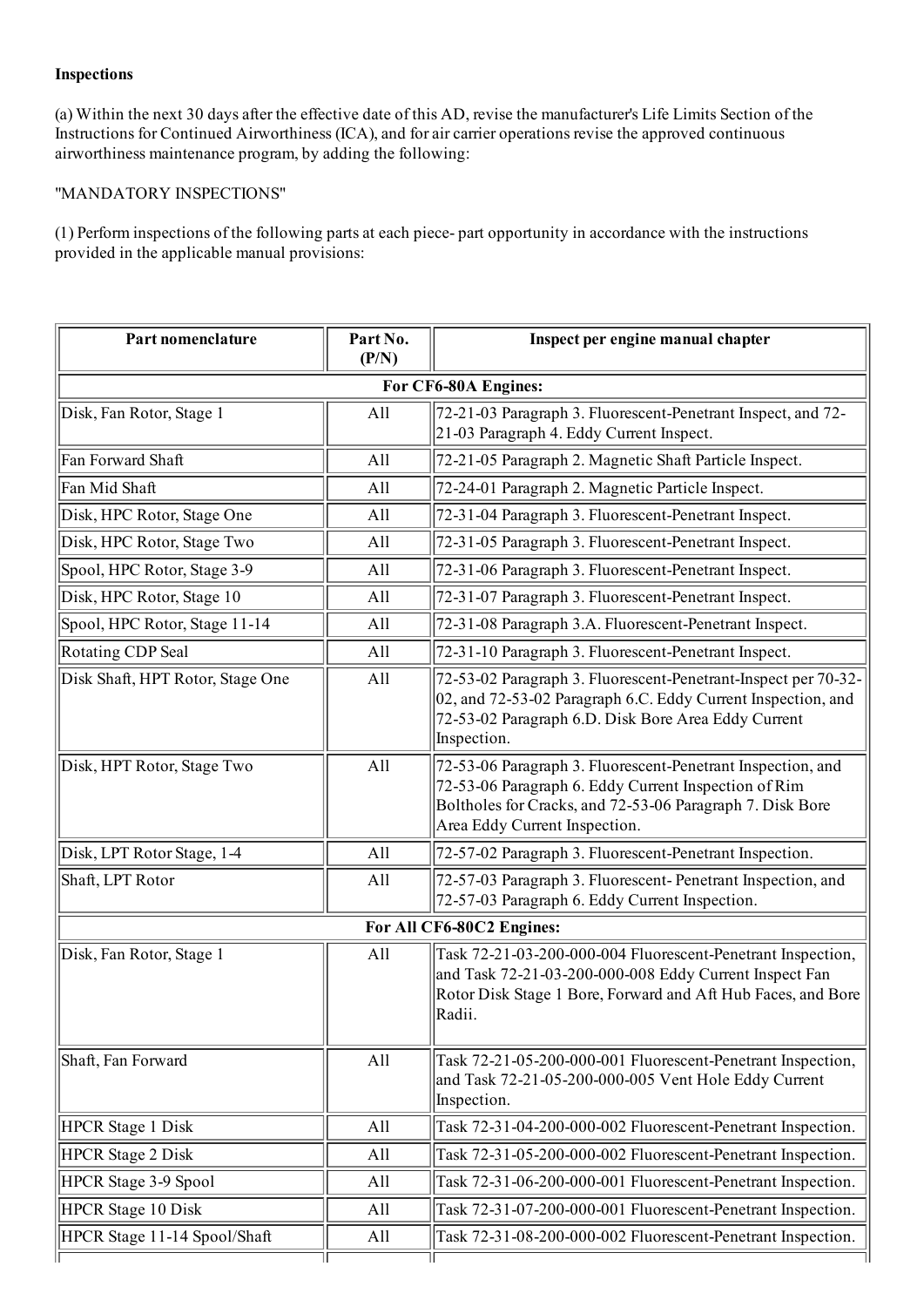**Inspections**

(a) Within the next 30 days after the effective date of this AD, revise the manufacturer's Life Limits Section of the Instructions for Continued Airworthiness (ICA), and for air carrier operations revise the approved continuous airworthiness maintenance program, by adding the following:

"MANDATORY INSPECTIONS"

(1) Perform inspections of the following parts at each piece- part opportunity in accordance with the instructions provided in the applicable manual provisions:

| Part nomenclature | Part No. (P/N) | Inspect per engine manual chapter |
|---|---|---|
| **For CF6-80A Engines:** | | |
| Disk, Fan Rotor, Stage 1 | All | 72-21-03 Paragraph 3. Fluorescent-Penetrant Inspect, and 72-21-03 Paragraph 4. Eddy Current Inspect. |
| Fan Forward Shaft | All | 72-21-05 Paragraph 2. Magnetic Shaft Particle Inspect. |
| Fan Mid Shaft | All | 72-24-01 Paragraph 2. Magnetic Particle Inspect. |
| Disk, HPC Rotor, Stage One | All | 72-31-04 Paragraph 3. Fluorescent-Penetrant Inspect. |
| Disk, HPC Rotor, Stage Two | All | 72-31-05 Paragraph 3. Fluorescent-Penetrant Inspect. |
| Spool, HPC Rotor, Stage 3-9 | All | 72-31-06 Paragraph 3. Fluorescent-Penetrant Inspect. |
| Disk, HPC Rotor, Stage 10 | All | 72-31-07 Paragraph 3. Fluorescent-Penetrant Inspect. |
| Spool, HPC Rotor, Stage 11-14 | All | 72-31-08 Paragraph 3.A. Fluorescent-Penetrant Inspect. |
| Rotating CDP Seal | All | 72-31-10 Paragraph 3. Fluorescent-Penetrant Inspect. |
| Disk Shaft, HPT Rotor, Stage One | All | 72-53-02 Paragraph 3. Fluorescent-Penetrant-Inspect per 70-32-02, and 72-53-02 Paragraph 6.C. Eddy Current Inspection, and 72-53-02 Paragraph 6.D. Disk Bore Area Eddy Current Inspection. |
| Disk, HPT Rotor, Stage Two | All | 72-53-06 Paragraph 3. Fluorescent-Penetrant Inspection, and 72-53-06 Paragraph 6. Eddy Current Inspection of Rim Boltholes for Cracks, and 72-53-06 Paragraph 7. Disk Bore Area Eddy Current Inspection. |
| Disk, LPT Rotor Stage, 1-4 | All | 72-57-02 Paragraph 3. Fluorescent-Penetrant Inspection. |
| Shaft, LPT Rotor | All | 72-57-03 Paragraph 3. Fluorescent- Penetrant Inspection, and 72-57-03 Paragraph 6. Eddy Current Inspection. |
| **For All CF6-80C2 Engines:** | | |
| Disk, Fan Rotor, Stage 1 | All | Task 72-21-03-200-000-004 Fluorescent-Penetrant Inspection, and Task 72-21-03-200-000-008 Eddy Current Inspect Fan Rotor Disk Stage 1 Bore, Forward and Aft Hub Faces, and Bore Radii. |
| Shaft, Fan Forward | All | Task 72-21-05-200-000-001 Fluorescent-Penetrant Inspection, and Task 72-21-05-200-000-005 Vent Hole Eddy Current Inspection. |
| HPCR Stage 1 Disk | All | Task 72-31-04-200-000-002 Fluorescent-Penetrant Inspection. |
| HPCR Stage 2 Disk | All | Task 72-31-05-200-000-002 Fluorescent-Penetrant Inspection. |
| HPCR Stage 3-9 Spool | All | Task 72-31-06-200-000-001 Fluorescent-Penetrant Inspection. |
| HPCR Stage 10 Disk | All | Task 72-31-07-200-000-001 Fluorescent-Penetrant Inspection. |
| HPCR Stage 11-14 Spool/Shaft | All | Task 72-31-08-200-000-002 Fluorescent-Penetrant Inspection. |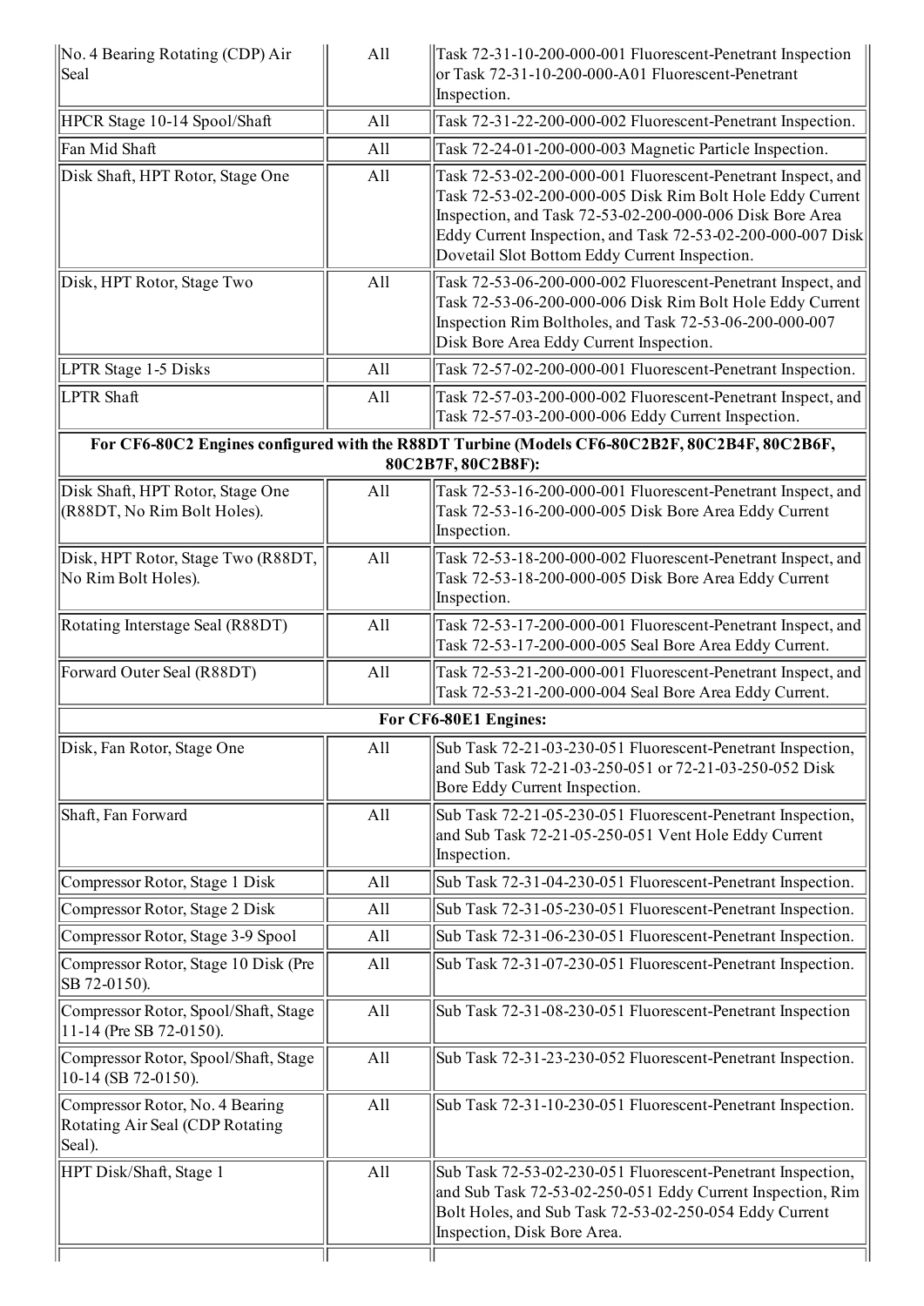| | | |
|---|---|---|
| No. 4 Bearing Rotating (CDP) Air Seal | All | Task 72-31-10-200-000-001 Fluorescent-Penetrant Inspection or Task 72-31-10-200-000-A01 Fluorescent-Penetrant Inspection. |
| HPCR Stage 10-14 Spool/Shaft | All | Task 72-31-22-200-000-002 Fluorescent-Penetrant Inspection. |
| Fan Mid Shaft | All | Task 72-24-01-200-000-003 Magnetic Particle Inspection. |
| Disk Shaft, HPT Rotor, Stage One | All | Task 72-53-02-200-000-001 Fluorescent-Penetrant Inspect, and Task 72-53-02-200-000-005 Disk Rim Bolt Hole Eddy Current Inspection, and Task 72-53-02-200-000-006 Disk Bore Area Eddy Current Inspection, and Task 72-53-02-200-000-007 Disk Dovetail Slot Bottom Eddy Current Inspection. |
| Disk, HPT Rotor, Stage Two | All | Task 72-53-06-200-000-002 Fluorescent-Penetrant Inspect, and Task 72-53-06-200-000-006 Disk Rim Bolt Hole Eddy Current Inspection Rim Boltholes, and Task 72-53-06-200-000-007 Disk Bore Area Eddy Current Inspection. |
| LPTR Stage 1-5 Disks | All | Task 72-57-02-200-000-001 Fluorescent-Penetrant Inspection. |
| LPTR Shaft | All | Task 72-57-03-200-000-002 Fluorescent-Penetrant Inspect, and Task 72-57-03-200-000-006 Eddy Current Inspection. |
| **For CF6-80C2 Engines configured with the R88DT Turbine (Models CF6-80C2B2F, 80C2B4F, 80C2B6F, 80C2B7F, 80C2B8F):** | | |
| Disk Shaft, HPT Rotor, Stage One (R88DT, No Rim Bolt Holes). | All | Task 72-53-16-200-000-001 Fluorescent-Penetrant Inspect, and Task 72-53-16-200-000-005 Disk Bore Area Eddy Current Inspection. |
| Disk, HPT Rotor, Stage Two (R88DT, No Rim Bolt Holes). | All | Task 72-53-18-200-000-002 Fluorescent-Penetrant Inspect, and Task 72-53-18-200-000-005 Disk Bore Area Eddy Current Inspection. |
| Rotating Interstage Seal (R88DT) | All | Task 72-53-17-200-000-001 Fluorescent-Penetrant Inspect, and Task 72-53-17-200-000-005 Seal Bore Area Eddy Current. |
| Forward Outer Seal (R88DT) | All | Task 72-53-21-200-000-001 Fluorescent-Penetrant Inspect, and Task 72-53-21-200-000-004 Seal Bore Area Eddy Current. |
| **For CF6-80E1 Engines:** | | |
| Disk, Fan Rotor, Stage One | All | Sub Task 72-21-03-230-051 Fluorescent-Penetrant Inspection, and Sub Task 72-21-03-250-051 or 72-21-03-250-052 Disk Bore Eddy Current Inspection. |
| Shaft, Fan Forward | All | Sub Task 72-21-05-230-051 Fluorescent-Penetrant Inspection, and Sub Task 72-21-05-250-051 Vent Hole Eddy Current Inspection. |
| Compressor Rotor, Stage 1 Disk | All | Sub Task 72-31-04-230-051 Fluorescent-Penetrant Inspection. |
| Compressor Rotor, Stage 2 Disk | All | Sub Task 72-31-05-230-051 Fluorescent-Penetrant Inspection. |
| Compressor Rotor, Stage 3-9 Spool | All | Sub Task 72-31-06-230-051 Fluorescent-Penetrant Inspection. |
| Compressor Rotor, Stage 10 Disk (Pre SB 72-0150). | All | Sub Task 72-31-07-230-051 Fluorescent-Penetrant Inspection. |
| Compressor Rotor, Spool/Shaft, Stage 11-14 (Pre SB 72-0150). | All | Sub Task 72-31-08-230-051 Fluorescent-Penetrant Inspection |
| Compressor Rotor, Spool/Shaft, Stage 10-14 (SB 72-0150). | All | Sub Task 72-31-23-230-052 Fluorescent-Penetrant Inspection. |
| Compressor Rotor, No. 4 Bearing Rotating Air Seal (CDP Rotating Seal). | All | Sub Task 72-31-10-230-051 Fluorescent-Penetrant Inspection. |
| HPT Disk/Shaft, Stage 1 | All | Sub Task 72-53-02-230-051 Fluorescent-Penetrant Inspection, and Sub Task 72-53-02-250-051 Eddy Current Inspection, Rim Bolt Holes, and Sub Task 72-53-02-250-054 Eddy Current Inspection, Disk Bore Area. |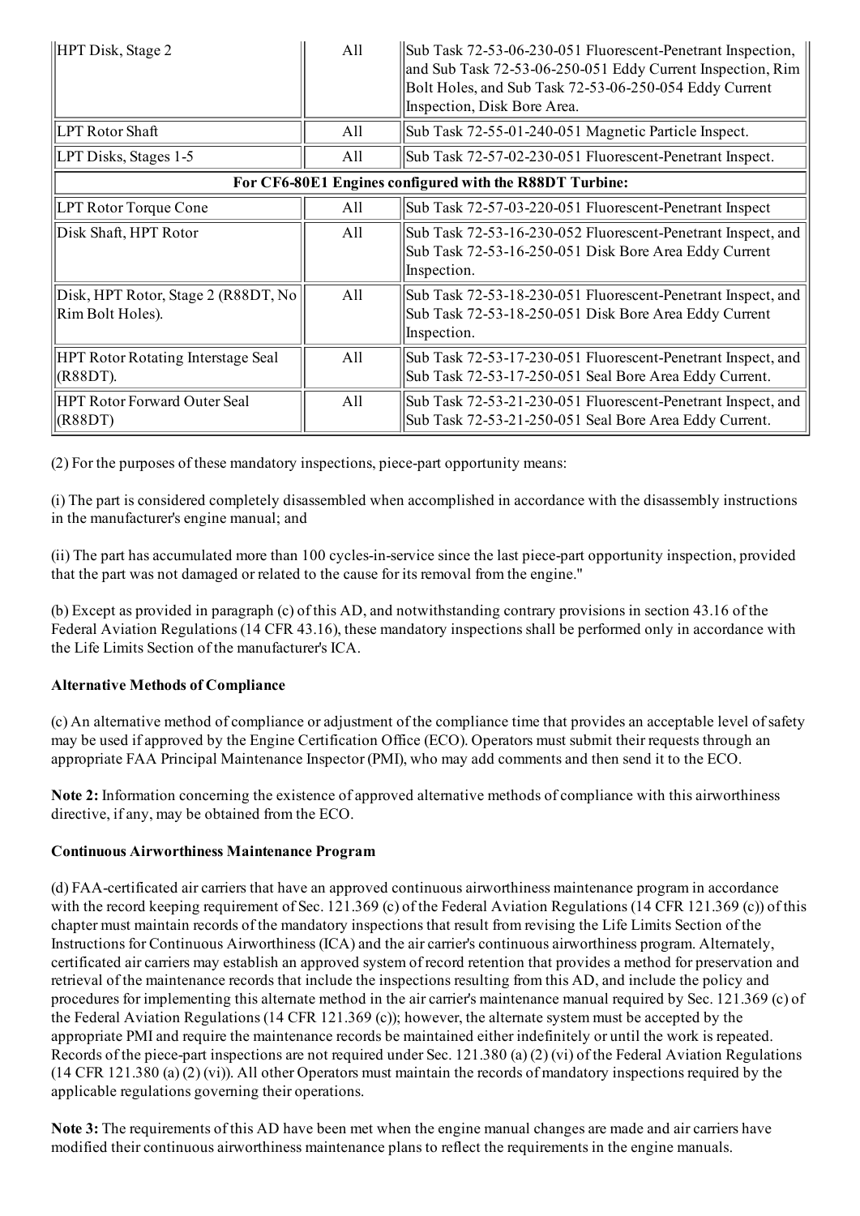| HPT Disk, Stage 2 | All | Sub Task 72-53-06-230-051 Fluorescent-Penetrant Inspection, and Sub Task 72-53-06-250-051 Eddy Current Inspection, Rim Bolt Holes, and Sub Task 72-53-06-250-054 Eddy Current Inspection, Disk Bore Area. |
|---|---|---|
| LPT Rotor Shaft | All | Sub Task 72-55-01-240-051 Magnetic Particle Inspect. |
| LPT Disks, Stages 1-5 | All | Sub Task 72-57-02-230-051 Fluorescent-Penetrant Inspect. |
| **For CF6-80E1 Engines configured with the R88DT Turbine:** | | |
| LPT Rotor Torque Cone | All | Sub Task 72-57-03-220-051 Fluorescent-Penetrant Inspect |
| Disk Shaft, HPT Rotor | All | Sub Task 72-53-16-230-052 Fluorescent-Penetrant Inspect, and Sub Task 72-53-16-250-051 Disk Bore Area Eddy Current Inspection. |
| Disk, HPT Rotor, Stage 2 (R88DT, No Rim Bolt Holes). | All | Sub Task 72-53-18-230-051 Fluorescent-Penetrant Inspect, and Sub Task 72-53-18-250-051 Disk Bore Area Eddy Current Inspection. |
| HPT Rotor Rotating Interstage Seal (R88DT). | All | Sub Task 72-53-17-230-051 Fluorescent-Penetrant Inspect, and Sub Task 72-53-17-250-051 Seal Bore Area Eddy Current. |
| HPT Rotor Forward Outer Seal (R88DT) | All | Sub Task 72-53-21-230-051 Fluorescent-Penetrant Inspect, and Sub Task 72-53-21-250-051 Seal Bore Area Eddy Current. |

(2) For the purposes of these mandatory inspections, piece-part opportunity means:

(i) The part is considered completely disassembled when accomplished in accordance with the disassembly instructions in the manufacturer's engine manual; and

(ii) The part has accumulated more than 100 cycles-in-service since the last piece-part opportunity inspection, provided that the part was not damaged or related to the cause for its removal from the engine."

(b) Except as provided in paragraph (c) of this AD, and notwithstanding contrary provisions in section 43.16 of the Federal Aviation Regulations (14 CFR 43.16), these mandatory inspections shall be performed only in accordance with the Life Limits Section of the manufacturer's ICA.

**Alternative Methods of Compliance**

(c) An alternative method of compliance or adjustment of the compliance time that provides an acceptable level of safety may be used if approved by the Engine Certification Office (ECO). Operators must submit their requests through an appropriate FAA Principal Maintenance Inspector (PMI), who may add comments and then send it to the ECO.

**Note 2:** Information concerning the existence of approved alternative methods of compliance with this airworthiness directive, if any, may be obtained from the ECO.

**Continuous Airworthiness Maintenance Program**

(d) FAA-certificated air carriers that have an approved continuous airworthiness maintenance program in accordance with the record keeping requirement of Sec. 121.369 (c) of the Federal Aviation Regulations (14 CFR 121.369 (c)) of this chapter must maintain records of the mandatory inspections that result from revising the Life Limits Section of the Instructions for Continuous Airworthiness (ICA) and the air carrier's continuous airworthiness program. Alternately, certificated air carriers may establish an approved system of record retention that provides a method for preservation and retrieval of the maintenance records that include the inspections resulting from this AD, and include the policy and procedures for implementing this alternate method in the air carrier's maintenance manual required by Sec. 121.369 (c) of the Federal Aviation Regulations (14 CFR 121.369 (c)); however, the alternate system must be accepted by the appropriate PMI and require the maintenance records be maintained either indefinitely or until the work is repeated. Records of the piece-part inspections are not required under Sec. 121.380 (a) (2) (vi) of the Federal Aviation Regulations (14 CFR 121.380 (a) (2) (vi)). All other Operators must maintain the records of mandatory inspections required by the applicable regulations governing their operations.

**Note 3:** The requirements of this AD have been met when the engine manual changes are made and air carriers have modified their continuous airworthiness maintenance plans to reflect the requirements in the engine manuals.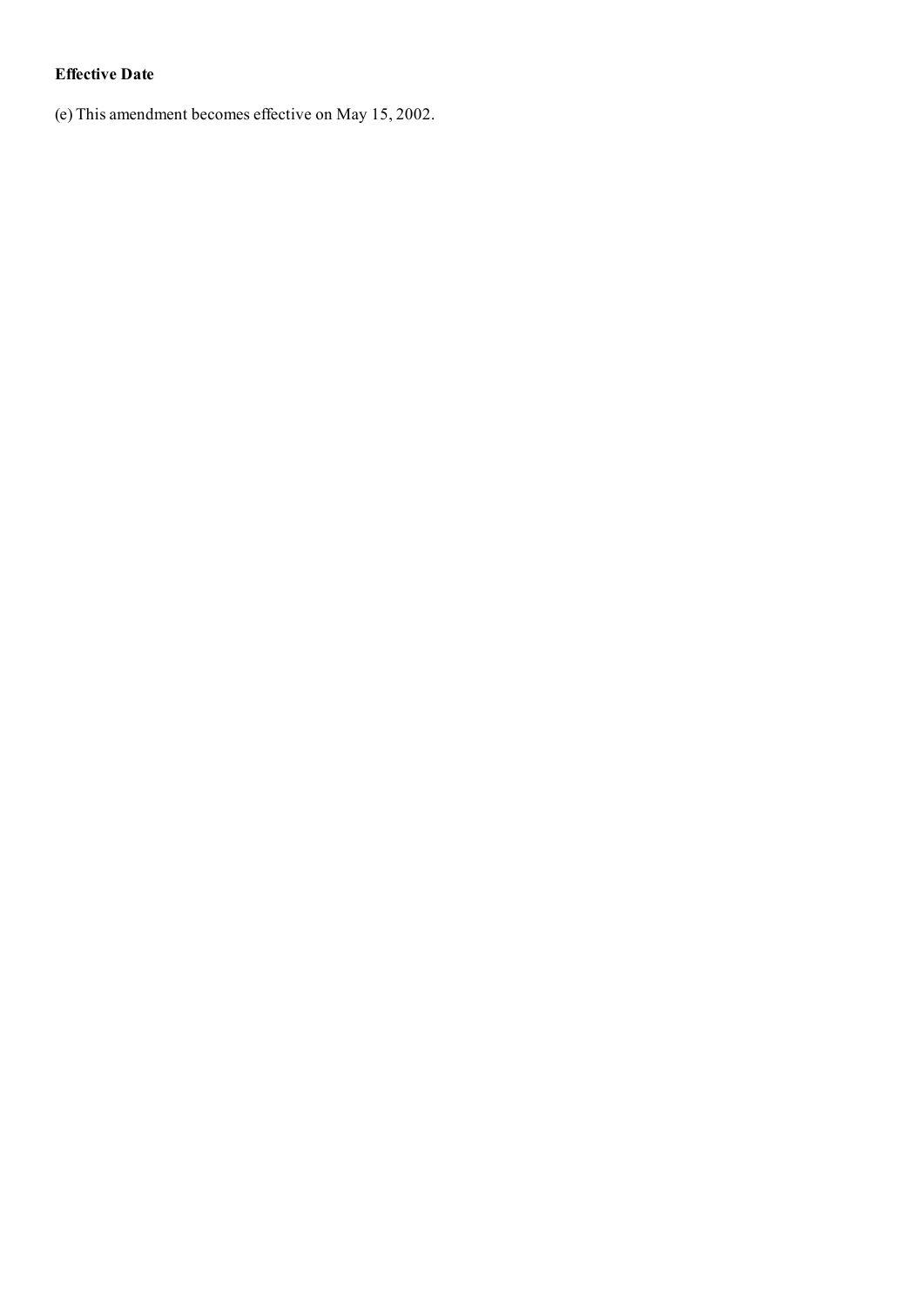**Effective Date**

(e) This amendment becomes effective on May 15, 2002.